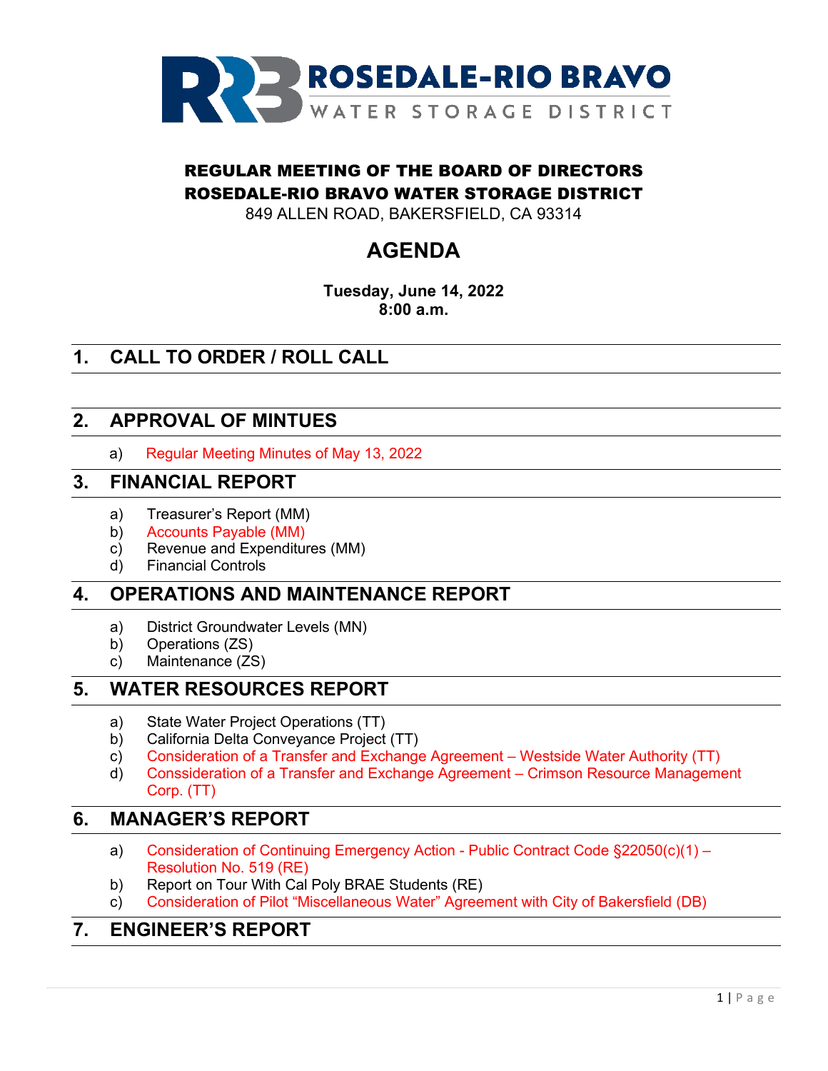**ROSEDALE-RIO BRAVO**
WATER STORAGE DISTRICT

# REGULAR MEETING OF THE BOARD OF DIRECTORS
# ROSEDALE-RIO BRAVO WATER STORAGE DISTRICT

849 ALLEN ROAD, BAKERSFIELD, CA 93314

# AGENDA

**Tuesday, June 14, 2022**
**8:00 a.m.**

## 1. CALL TO ORDER / ROLL CALL

## 2. APPROVAL OF MINTUES

a) Regular Meeting Minutes of May 13, 2022

## 3. FINANCIAL REPORT

a) Treasurer's Report (MM)
b) Accounts Payable (MM)
c) Revenue and Expenditures (MM)
d) Financial Controls

## 4. OPERATIONS AND MAINTENANCE REPORT

a) District Groundwater Levels (MN)
b) Operations (ZS)
c) Maintenance (ZS)

## 5. WATER RESOURCES REPORT

a) State Water Project Operations (TT)
b) California Delta Conveyance Project (TT)
c) Consideration of a Transfer and Exchange Agreement – Westside Water Authority (TT)
d) Conssideration of a Transfer and Exchange Agreement – Crimson Resource Management Corp. (TT)

## 6. MANAGER'S REPORT

a) Consideration of Continuing Emergency Action - Public Contract Code §22050(c)(1) – Resolution No. 519 (RE)
b) Report on Tour With Cal Poly BRAE Students (RE)
c) Consideration of Pilot "Miscellaneous Water" Agreement with City of Bakersfield (DB)

## 7. ENGINEER'S REPORT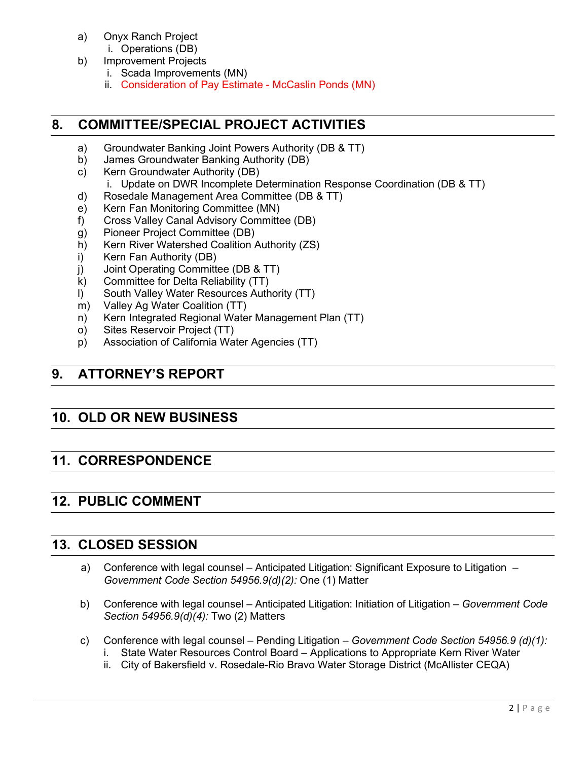a) Onyx Ranch Project
   i. Operations (DB)

b) Improvement Projects
   i. Scada Improvements (MN)
   ii. Consideration of Pay Estimate - McCaslin Ponds (MN)

## 8. COMMITTEE/SPECIAL PROJECT ACTIVITIES

a) Groundwater Banking Joint Powers Authority (DB & TT)

b) James Groundwater Banking Authority (DB)

c) Kern Groundwater Authority (DB)
   i. Update on DWR Incomplete Determination Response Coordination (DB & TT)

d) Rosedale Management Area Committee (DB & TT)

e) Kern Fan Monitoring Committee (MN)

f) Cross Valley Canal Advisory Committee (DB)

g) Pioneer Project Committee (DB)

h) Kern River Watershed Coalition Authority (ZS)

i) Kern Fan Authority (DB)

j) Joint Operating Committee (DB & TT)

k) Committee for Delta Reliability (TT)

l) South Valley Water Resources Authority (TT)

m) Valley Ag Water Coalition (TT)

n) Kern Integrated Regional Water Management Plan (TT)

o) Sites Reservoir Project (TT)

p) Association of California Water Agencies (TT)

## 9. ATTORNEY'S REPORT

## 10. OLD OR NEW BUSINESS

## 11. CORRESPONDENCE

## 12. PUBLIC COMMENT

## 13. CLOSED SESSION

a) Conference with legal counsel – Anticipated Litigation: Significant Exposure to Litigation – *Government Code Section 54956.9(d)(2):* One (1) Matter

b) Conference with legal counsel – Anticipated Litigation: Initiation of Litigation – *Government Code Section 54956.9(d)(4):* Two (2) Matters

c) Conference with legal counsel – Pending Litigation – *Government Code Section 54956.9 (d)(1):*
   i. State Water Resources Control Board – Applications to Appropriate Kern River Water
   ii. City of Bakersfield v. Rosedale-Rio Bravo Water Storage District (McAllister CEQA)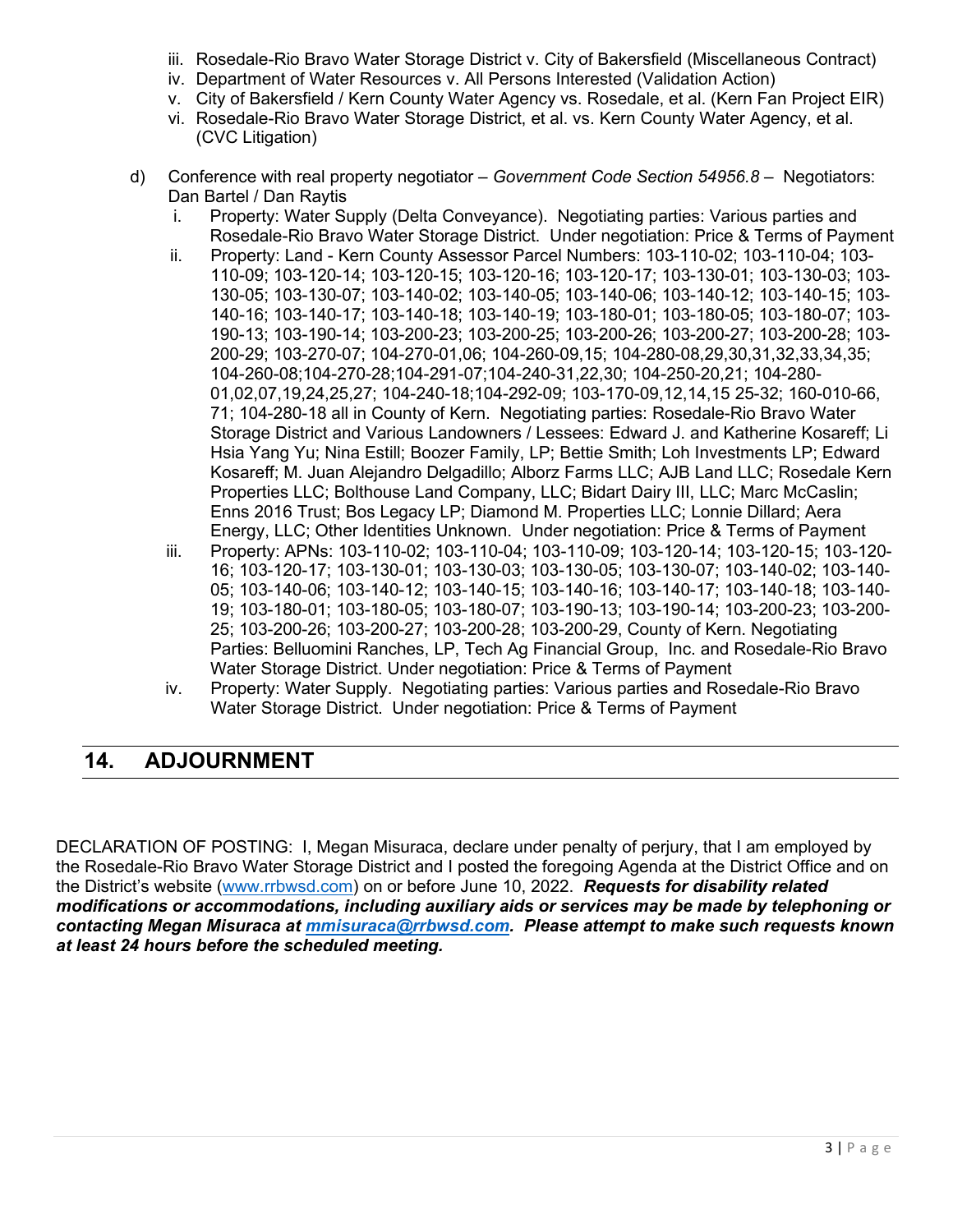iii. Rosedale-Rio Bravo Water Storage District v. City of Bakersfield (Miscellaneous Contract)
   iv. Department of Water Resources v. All Persons Interested (Validation Action)
   v. City of Bakersfield / Kern County Water Agency vs. Rosedale, et al. (Kern Fan Project EIR)
   vi. Rosedale-Rio Bravo Water Storage District, et al. vs. Kern County Water Agency, et al. (CVC Litigation)

d) Conference with real property negotiator – *Government Code Section 54956.8* – Negotiators: Dan Bartel / Dan Raytis
   i. Property: Water Supply (Delta Conveyance). Negotiating parties: Various parties and Rosedale-Rio Bravo Water Storage District. Under negotiation: Price & Terms of Payment
   ii. Property: Land - Kern County Assessor Parcel Numbers: 103-110-02; 103-110-04; 103-110-09; 103-120-14; 103-120-15; 103-120-16; 103-120-17; 103-130-01; 103-130-03; 103-130-05; 103-130-07; 103-140-02; 103-140-05; 103-140-06; 103-140-12; 103-140-15; 103-140-16; 103-140-17; 103-140-18; 103-140-19; 103-180-01; 103-180-05; 103-180-07; 103-190-13; 103-190-14; 103-200-23; 103-200-25; 103-200-26; 103-200-27; 103-200-28; 103-200-29; 103-270-07; 104-270-01,06; 104-260-09,15; 104-280-08,29,30,31,32,33,34,35; 104-260-08;104-270-28;104-291-07;104-240-31,22,30; 104-250-20,21; 104-280-01,02,07,19,24,25,27; 104-240-18;104-292-09; 103-170-09,12,14,15 25-32; 160-010-66, 71; 104-280-18 all in County of Kern. Negotiating parties: Rosedale-Rio Bravo Water Storage District and Various Landowners / Lessees: Edward J. and Katherine Kosareff; Li Hsia Yang Yu; Nina Estill; Boozer Family, LP; Bettie Smith; Loh Investments LP; Edward Kosareff; M. Juan Alejandro Delgadillo; Alborz Farms LLC; AJB Land LLC; Rosedale Kern Properties LLC; Bolthouse Land Company, LLC; Bidart Dairy III, LLC; Marc McCaslin; Enns 2016 Trust; Bos Legacy LP; Diamond M. Properties LLC; Lonnie Dillard; Aera Energy, LLC; Other Identities Unknown. Under negotiation: Price & Terms of Payment
   iii. Property: APNs: 103-110-02; 103-110-04; 103-110-09; 103-120-14; 103-120-15; 103-120-16; 103-120-17; 103-130-01; 103-130-03; 103-130-05; 103-130-07; 103-140-02; 103-140-05; 103-140-06; 103-140-12; 103-140-15; 103-140-16; 103-140-17; 103-140-18; 103-140-19; 103-180-01; 103-180-05; 103-180-07; 103-190-13; 103-190-14; 103-200-23; 103-200-25; 103-200-26; 103-200-27; 103-200-28; 103-200-29, County of Kern. Negotiating Parties: Belluomini Ranches, LP, Tech Ag Financial Group, Inc. and Rosedale-Rio Bravo Water Storage District. Under negotiation: Price & Terms of Payment
   iv. Property: Water Supply. Negotiating parties: Various parties and Rosedale-Rio Bravo Water Storage District. Under negotiation: Price & Terms of Payment

## 14. ADJOURNMENT

DECLARATION OF POSTING: I, Megan Misuraca, declare under penalty of perjury, that I am employed by the Rosedale-Rio Bravo Water Storage District and I posted the foregoing Agenda at the District Office and on the District's website (www.rrbwsd.com) on or before June 10, 2022. ***Requests for disability related modifications or accommodations, including auxiliary aids or services may be made by telephoning or contacting Megan Misuraca at mmisuraca@rrbwsd.com. Please attempt to make such requests known at least 24 hours before the scheduled meeting.***